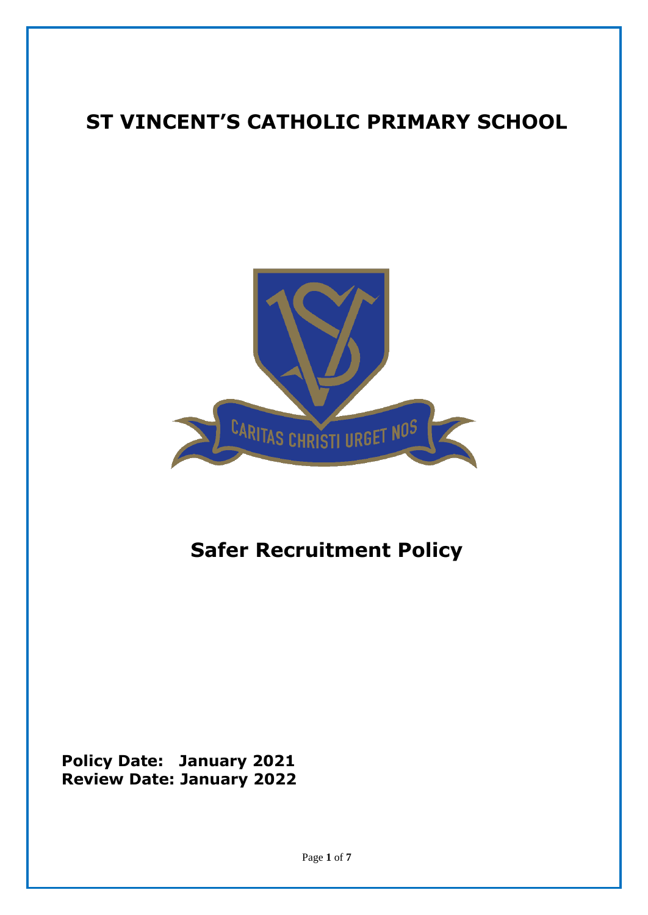# ST VINCENT'S CATHOLIC PRIMARY SCHOOL

CARITAS CHRISTI URGET NOS

# Safer Recruitment Policy

**Policy Date: January 2021**
**Review Date: January 2022**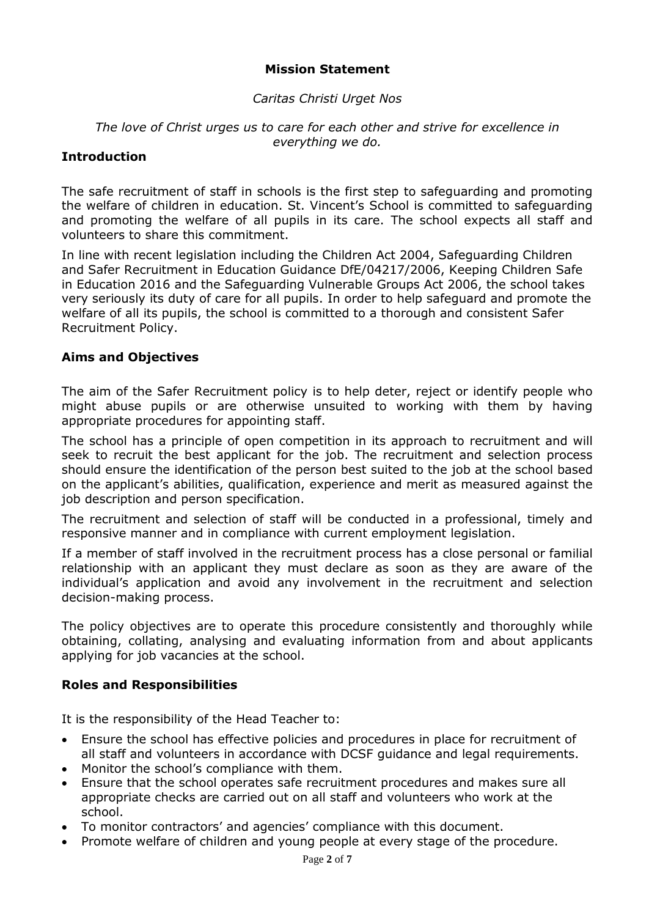**Mission Statement**

*Caritas Christi Urget Nos*

*The love of Christ urges us to care for each other and strive for excellence in everything we do.*

## Introduction

The safe recruitment of staff in schools is the first step to safeguarding and promoting the welfare of children in education. St. Vincent's School is committed to safeguarding and promoting the welfare of all pupils in its care. The school expects all staff and volunteers to share this commitment.

In line with recent legislation including the Children Act 2004, Safeguarding Children and Safer Recruitment in Education Guidance DfE/04217/2006, Keeping Children Safe in Education 2016 and the Safeguarding Vulnerable Groups Act 2006, the school takes very seriously its duty of care for all pupils. In order to help safeguard and promote the welfare of all its pupils, the school is committed to a thorough and consistent Safer Recruitment Policy.

## Aims and Objectives

The aim of the Safer Recruitment policy is to help deter, reject or identify people who might abuse pupils or are otherwise unsuited to working with them by having appropriate procedures for appointing staff.

The school has a principle of open competition in its approach to recruitment and will seek to recruit the best applicant for the job. The recruitment and selection process should ensure the identification of the person best suited to the job at the school based on the applicant's abilities, qualification, experience and merit as measured against the job description and person specification.

The recruitment and selection of staff will be conducted in a professional, timely and responsive manner and in compliance with current employment legislation.

If a member of staff involved in the recruitment process has a close personal or familial relationship with an applicant they must declare as soon as they are aware of the individual's application and avoid any involvement in the recruitment and selection decision-making process.

The policy objectives are to operate this procedure consistently and thoroughly while obtaining, collating, analysing and evaluating information from and about applicants applying for job vacancies at the school.

## Roles and Responsibilities

It is the responsibility of the Head Teacher to:

- Ensure the school has effective policies and procedures in place for recruitment of all staff and volunteers in accordance with DCSF guidance and legal requirements.
- Monitor the school's compliance with them.
- Ensure that the school operates safe recruitment procedures and makes sure all appropriate checks are carried out on all staff and volunteers who work at the school.
- To monitor contractors' and agencies' compliance with this document.
- Promote welfare of children and young people at every stage of the procedure.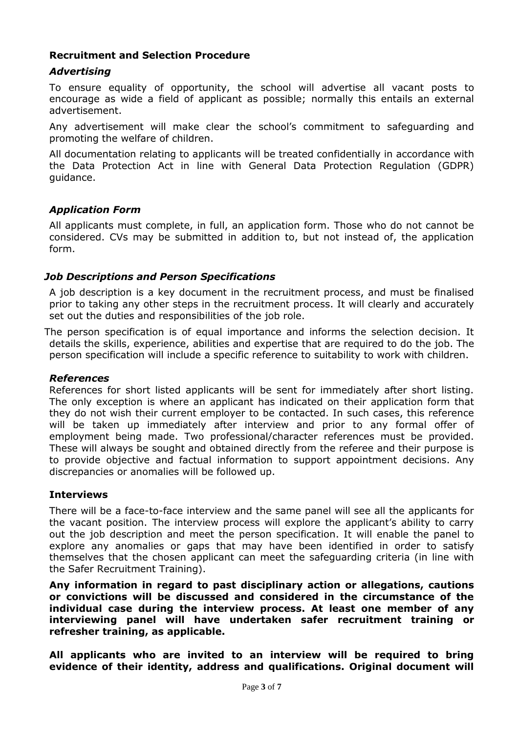## Recruitment and Selection Procedure

### *Advertising*

To ensure equality of opportunity, the school will advertise all vacant posts to encourage as wide a field of applicant as possible; normally this entails an external advertisement.

Any advertisement will make clear the school's commitment to safeguarding and promoting the welfare of children.

All documentation relating to applicants will be treated confidentially in accordance with the Data Protection Act in line with General Data Protection Regulation (GDPR) guidance.

### *Application Form*

All applicants must complete, in full, an application form. Those who do not cannot be considered. CVs may be submitted in addition to, but not instead of, the application form.

### *Job Descriptions and Person Specifications*

A job description is a key document in the recruitment process, and must be finalised prior to taking any other steps in the recruitment process. It will clearly and accurately set out the duties and responsibilities of the job role.

The person specification is of equal importance and informs the selection decision. It details the skills, experience, abilities and expertise that are required to do the job. The person specification will include a specific reference to suitability to work with children.

### *References*

References for short listed applicants will be sent for immediately after short listing. The only exception is where an applicant has indicated on their application form that they do not wish their current employer to be contacted. In such cases, this reference will be taken up immediately after interview and prior to any formal offer of employment being made. Two professional/character references must be provided. These will always be sought and obtained directly from the referee and their purpose is to provide objective and factual information to support appointment decisions. Any discrepancies or anomalies will be followed up.

### Interviews

There will be a face-to-face interview and the same panel will see all the applicants for the vacant position. The interview process will explore the applicant's ability to carry out the job description and meet the person specification. It will enable the panel to explore any anomalies or gaps that may have been identified in order to satisfy themselves that the chosen applicant can meet the safeguarding criteria (in line with the Safer Recruitment Training).

**Any information in regard to past disciplinary action or allegations, cautions or convictions will be discussed and considered in the circumstance of the individual case during the interview process. At least one member of any interviewing panel will have undertaken safer recruitment training or refresher training, as applicable.**

**All applicants who are invited to an interview will be required to bring evidence of their identity, address and qualifications. Original document will**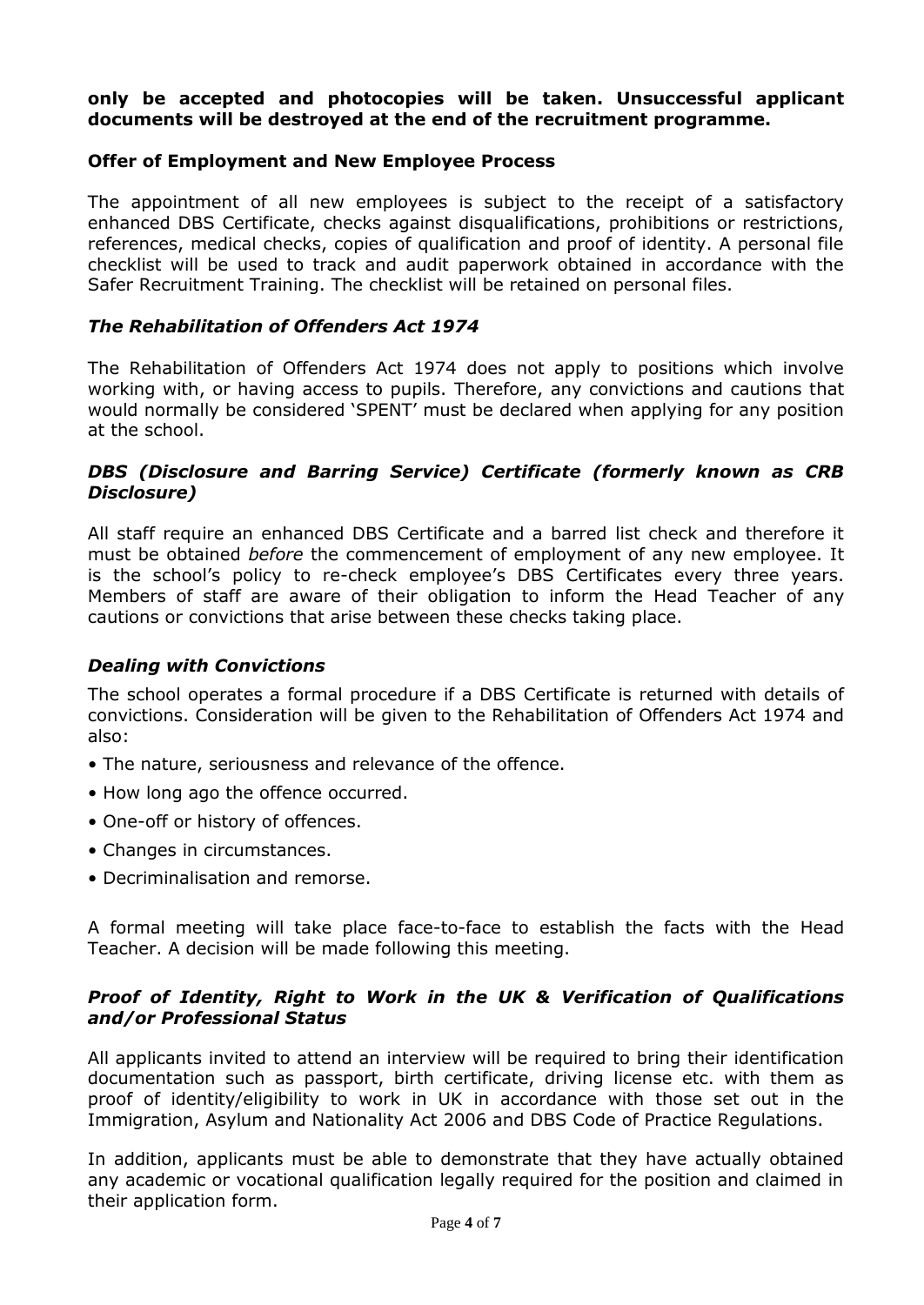**only be accepted and photocopies will be taken. Unsuccessful applicant documents will be destroyed at the end of the recruitment programme.**

### Offer of Employment and New Employee Process

The appointment of all new employees is subject to the receipt of a satisfactory enhanced DBS Certificate, checks against disqualifications, prohibitions or restrictions, references, medical checks, copies of qualification and proof of identity. A personal file checklist will be used to track and audit paperwork obtained in accordance with the Safer Recruitment Training. The checklist will be retained on personal files.

#### *The Rehabilitation of Offenders Act 1974*

The Rehabilitation of Offenders Act 1974 does not apply to positions which involve working with, or having access to pupils. Therefore, any convictions and cautions that would normally be considered 'SPENT' must be declared when applying for any position at the school.

#### *DBS (Disclosure and Barring Service) Certificate (formerly known as CRB Disclosure)*

All staff require an enhanced DBS Certificate and a barred list check and therefore it must be obtained *before* the commencement of employment of any new employee. It is the school's policy to re-check employee's DBS Certificates every three years. Members of staff are aware of their obligation to inform the Head Teacher of any cautions or convictions that arise between these checks taking place.

#### *Dealing with Convictions*

The school operates a formal procedure if a DBS Certificate is returned with details of convictions. Consideration will be given to the Rehabilitation of Offenders Act 1974 and also:

- The nature, seriousness and relevance of the offence.
- How long ago the offence occurred.
- One-off or history of offences.
- Changes in circumstances.
- Decriminalisation and remorse.

A formal meeting will take place face-to-face to establish the facts with the Head Teacher. A decision will be made following this meeting.

#### *Proof of Identity, Right to Work in the UK & Verification of Qualifications and/or Professional Status*

All applicants invited to attend an interview will be required to bring their identification documentation such as passport, birth certificate, driving license etc. with them as proof of identity/eligibility to work in UK in accordance with those set out in the Immigration, Asylum and Nationality Act 2006 and DBS Code of Practice Regulations.

In addition, applicants must be able to demonstrate that they have actually obtained any academic or vocational qualification legally required for the position and claimed in their application form.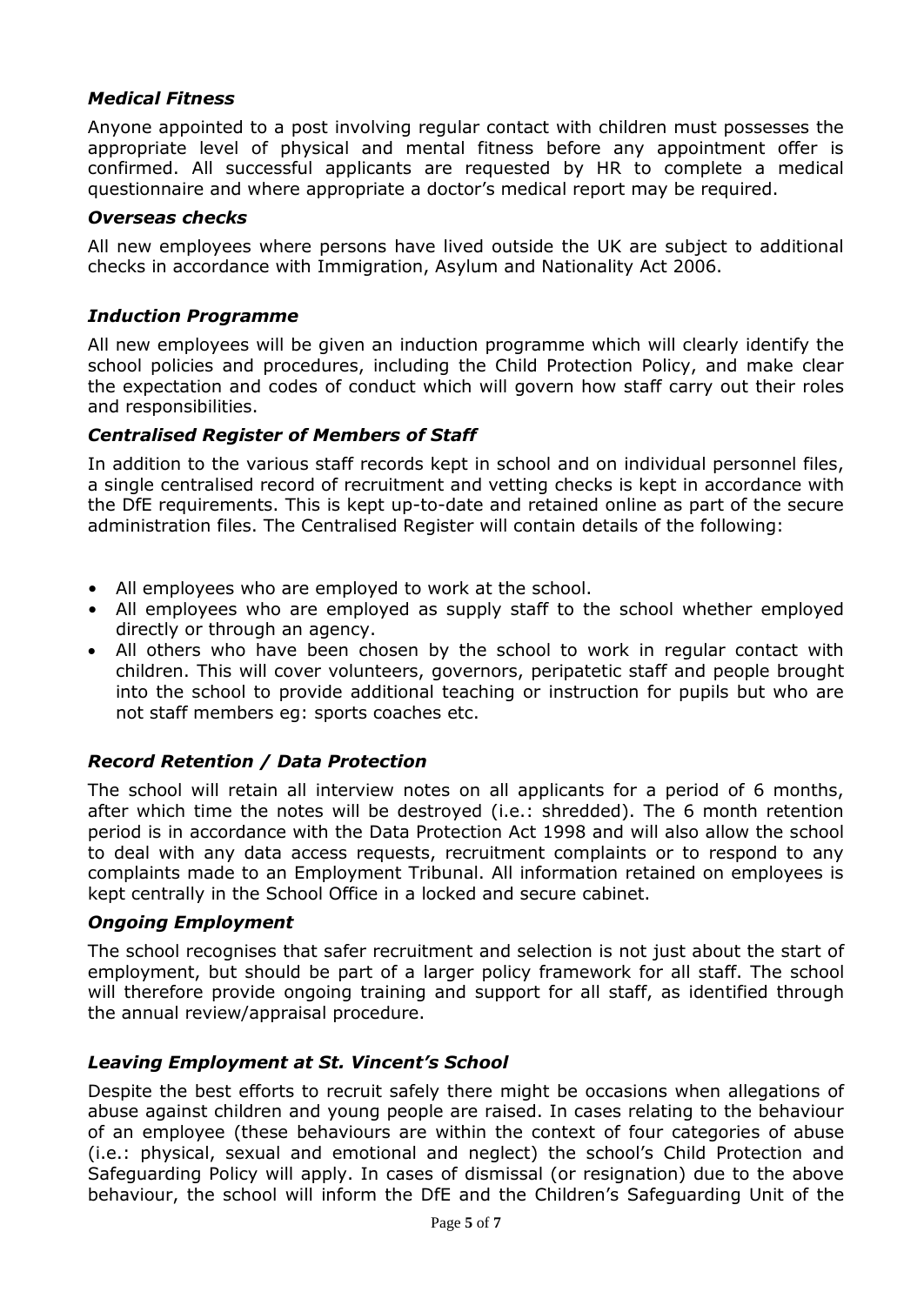### *Medical Fitness*

Anyone appointed to a post involving regular contact with children must possesses the appropriate level of physical and mental fitness before any appointment offer is confirmed. All successful applicants are requested by HR to complete a medical questionnaire and where appropriate a doctor's medical report may be required.

### *Overseas checks*

All new employees where persons have lived outside the UK are subject to additional checks in accordance with Immigration, Asylum and Nationality Act 2006.

### *Induction Programme*

All new employees will be given an induction programme which will clearly identify the school policies and procedures, including the Child Protection Policy, and make clear the expectation and codes of conduct which will govern how staff carry out their roles and responsibilities.

### *Centralised Register of Members of Staff*

In addition to the various staff records kept in school and on individual personnel files, a single centralised record of recruitment and vetting checks is kept in accordance with the DfE requirements. This is kept up-to-date and retained online as part of the secure administration files. The Centralised Register will contain details of the following:

- All employees who are employed to work at the school.
- All employees who are employed as supply staff to the school whether employed directly or through an agency.
- All others who have been chosen by the school to work in regular contact with children. This will cover volunteers, governors, peripatetic staff and people brought into the school to provide additional teaching or instruction for pupils but who are not staff members eg: sports coaches etc.

### *Record Retention / Data Protection*

The school will retain all interview notes on all applicants for a period of 6 months, after which time the notes will be destroyed (i.e.: shredded). The 6 month retention period is in accordance with the Data Protection Act 1998 and will also allow the school to deal with any data access requests, recruitment complaints or to respond to any complaints made to an Employment Tribunal. All information retained on employees is kept centrally in the School Office in a locked and secure cabinet.

### *Ongoing Employment*

The school recognises that safer recruitment and selection is not just about the start of employment, but should be part of a larger policy framework for all staff. The school will therefore provide ongoing training and support for all staff, as identified through the annual review/appraisal procedure.

### *Leaving Employment at St. Vincent's School*

Despite the best efforts to recruit safely there might be occasions when allegations of abuse against children and young people are raised. In cases relating to the behaviour of an employee (these behaviours are within the context of four categories of abuse (i.e.: physical, sexual and emotional and neglect) the school's Child Protection and Safeguarding Policy will apply. In cases of dismissal (or resignation) due to the above behaviour, the school will inform the DfE and the Children's Safeguarding Unit of the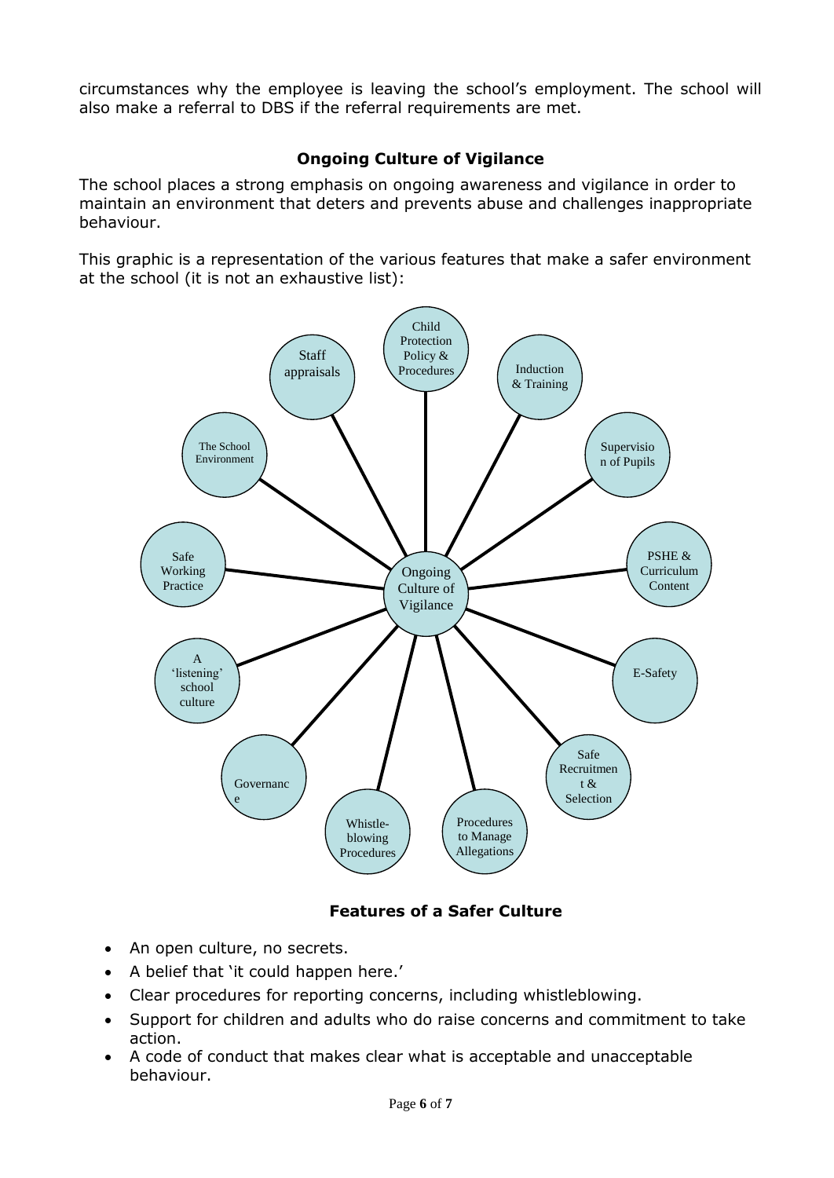circumstances why the employee is leaving the school's employment. The school will also make a referral to DBS if the referral requirements are met.

### Ongoing Culture of Vigilance

The school places a strong emphasis on ongoing awareness and vigilance in order to maintain an environment that deters and prevents abuse and challenges inappropriate behaviour.

This graphic is a representation of the various features that make a safer environment at the school (it is not an exhaustive list):

Ongoing Culture of Vigilance

- Child Protection Policy & Procedures
- Induction & Training
- Supervision of Pupils
- PSHE & Curriculum Content
- E-Safety
- Safe Recruitment & Selection
- Procedures to Manage Allegations
- Whistle-blowing Procedures
- Governance
- A 'listening' school culture
- Safe Working Practice
- The School Environment
- Staff appraisals

### Features of a Safer Culture

- An open culture, no secrets.
- A belief that 'it could happen here.'
- Clear procedures for reporting concerns, including whistleblowing.
- Support for children and adults who do raise concerns and commitment to take action.
- A code of conduct that makes clear what is acceptable and unacceptable behaviour.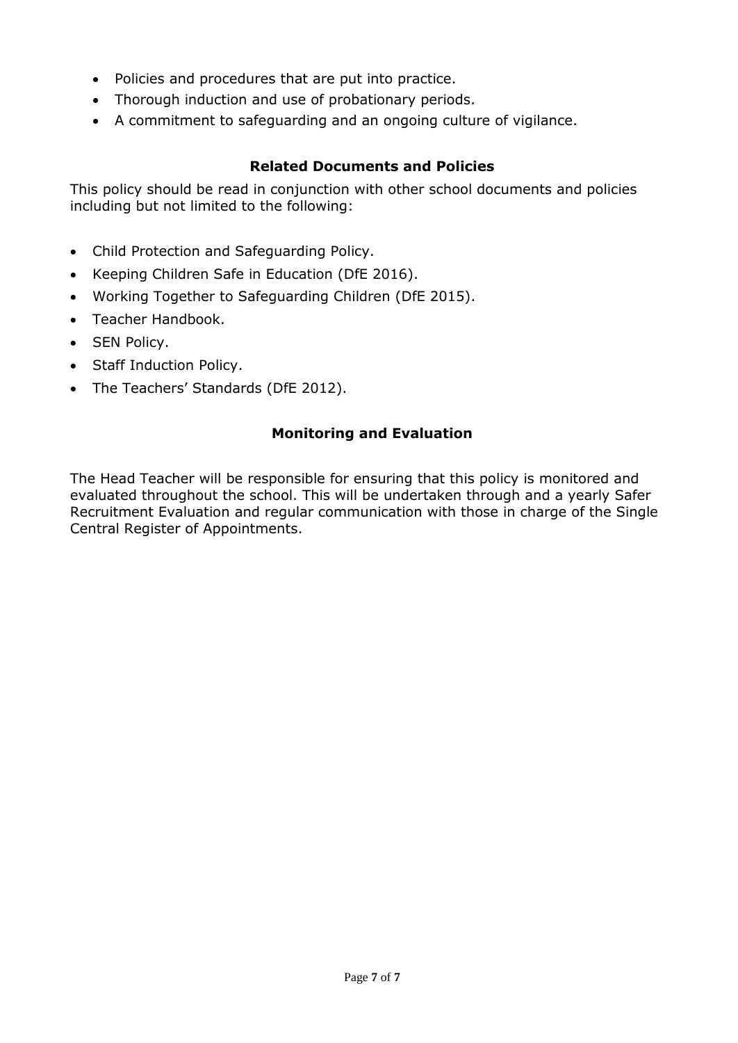- Policies and procedures that are put into practice.
- Thorough induction and use of probationary periods.
- A commitment to safeguarding and an ongoing culture of vigilance.

## Related Documents and Policies

This policy should be read in conjunction with other school documents and policies including but not limited to the following:

- Child Protection and Safeguarding Policy.
- Keeping Children Safe in Education (DfE 2016).
- Working Together to Safeguarding Children (DfE 2015).
- Teacher Handbook.
- SEN Policy.
- Staff Induction Policy.
- The Teachers' Standards (DfE 2012).

## Monitoring and Evaluation

The Head Teacher will be responsible for ensuring that this policy is monitored and evaluated throughout the school. This will be undertaken through and a yearly Safer Recruitment Evaluation and regular communication with those in charge of the Single Central Register of Appointments.